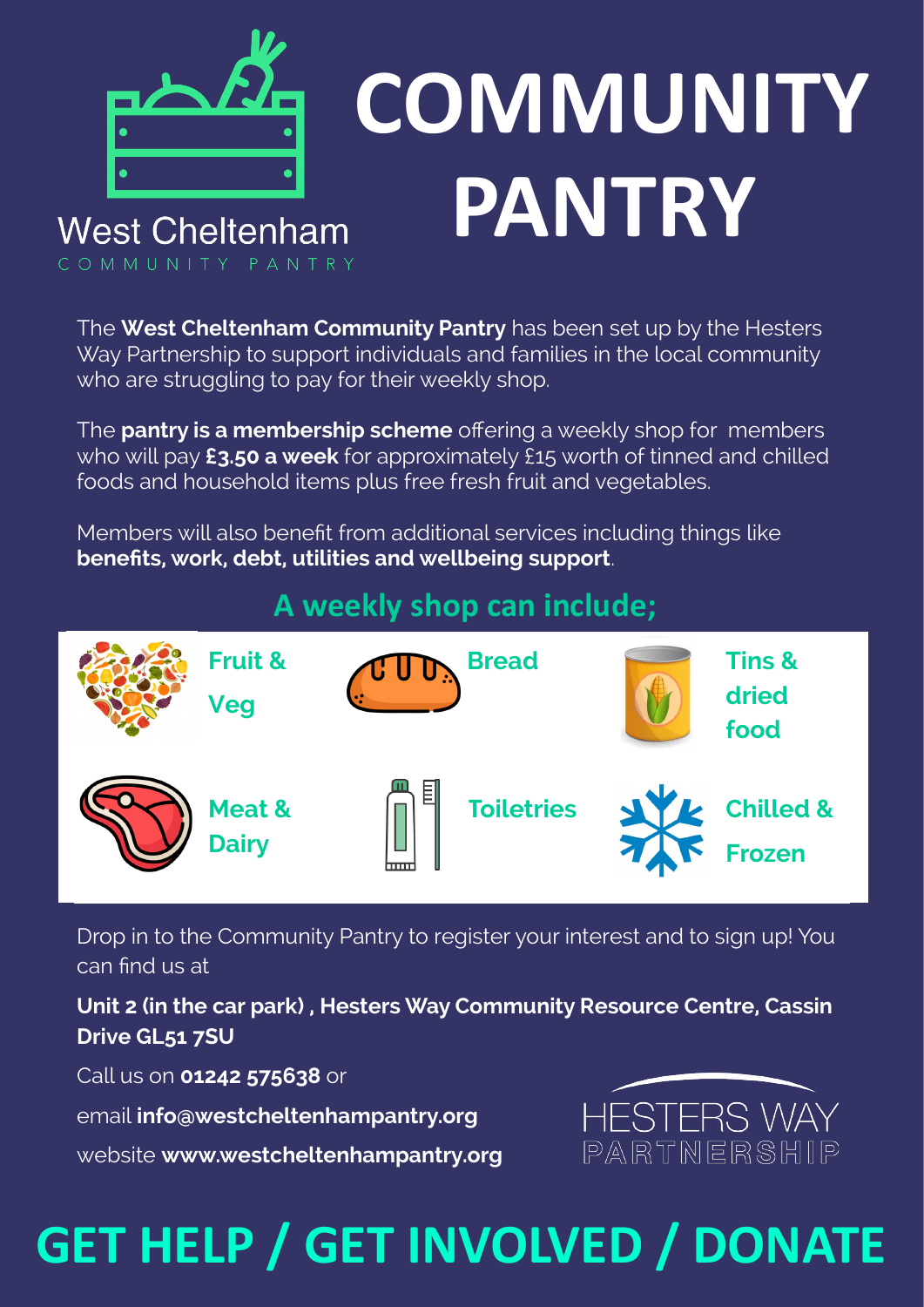West Cheltenham

COMMUNITY PANTRY

# COMMUNITY PANTRY

The **West Cheltenham Community Pantry** has been set up by the Hesters Way Partnership to support individuals and families in the local community who are struggling to pay for their weekly shop.

The **pantry is a membership scheme** offering a weekly shop for members who will pay **£3.50 a week** for approximately £15 worth of tinned and chilled foods and household items plus free fresh fruit and vegetables.

Members will also benefit from additional services including things like **benefits, work, debt, utilities and wellbeing support**.

## A weekly shop can include;

- Fruit & Veg
- Bread
- Tins & dried food
- Meat & Dairy
- Toiletries
- Chilled & Frozen

Drop in to the Community Pantry to register your interest and to sign up! You can find us at

**Unit 2 (in the car park) , Hesters Way Community Resource Centre, Cassin Drive GL51 7SU**

Call us on **01242 575638** or

email **info@westcheltenhampantry.org**

website **www.westcheltenhampantry.org**

HESTERS WAY PARTNERSHIP

# GET HELP / GET INVOLVED / DONATE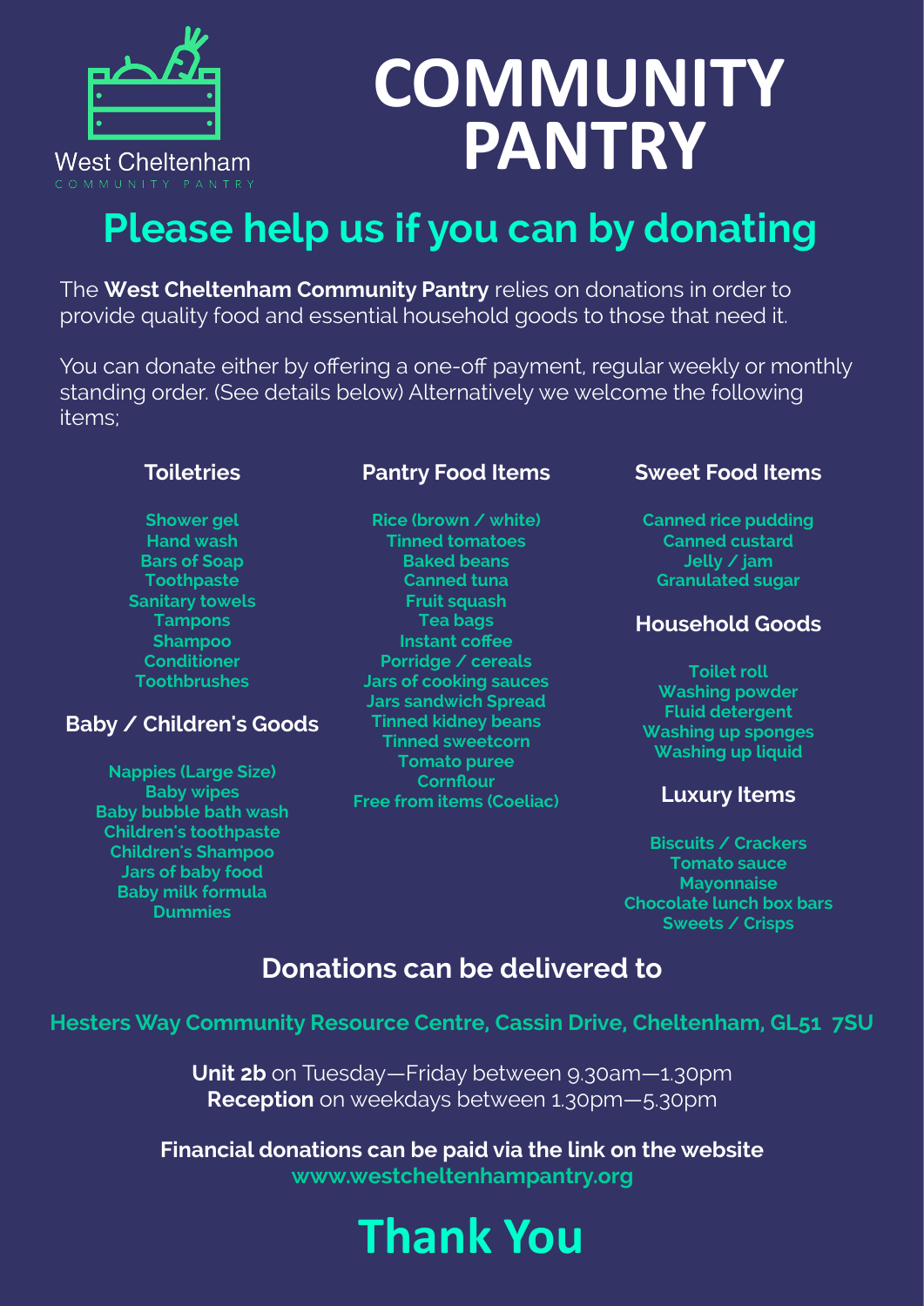West Cheltenham
COMMUNITY PANTRY

# COMMUNITY PANTRY

## Please help us if you can by donating

The **West Cheltenham Community Pantry** relies on donations in order to provide quality food and essential household goods to those that need it.

You can donate either by offering a one-off payment, regular weekly or monthly standing order. (See details below) Alternatively we welcome the following items;

### Toiletries

Shower gel
Hand wash
Bars of Soap
Toothpaste
Sanitary towels
Tampons
Shampoo
Conditioner
Toothbrushes

### Baby / Children's Goods

Nappies (Large Size)
Baby wipes
Baby bubble bath wash
Children's toothpaste
Children's Shampoo
Jars of baby food
Baby milk formula
Dummies

### Pantry Food Items

Rice (brown / white)
Tinned tomatoes
Baked beans
Canned tuna
Fruit squash
Tea bags
Instant coffee
Porridge / cereals
Jars of cooking sauces
Jars sandwich Spread
Tinned kidney beans
Tinned sweetcorn
Tomato puree
Cornflour
Free from items (Coeliac)

### Sweet Food Items

Canned rice pudding
Canned custard
Jelly / jam
Granulated sugar

### Household Goods

Toilet roll
Washing powder
Fluid detergent
Washing up sponges
Washing up liquid

### Luxury Items

Biscuits / Crackers
Tomato sauce
Mayonnaise
Chocolate lunch box bars
Sweets / Crisps

## Donations can be delivered to

**Hesters Way Community Resource Centre, Cassin Drive, Cheltenham, GL51 7SU**

**Unit 2b** on Tuesday—Friday between 9.30am—1.30pm
**Reception** on weekdays between 1.30pm—5.30pm

**Financial donations can be paid via the link on the website**
**www.westcheltenhampantry.org**

# Thank You